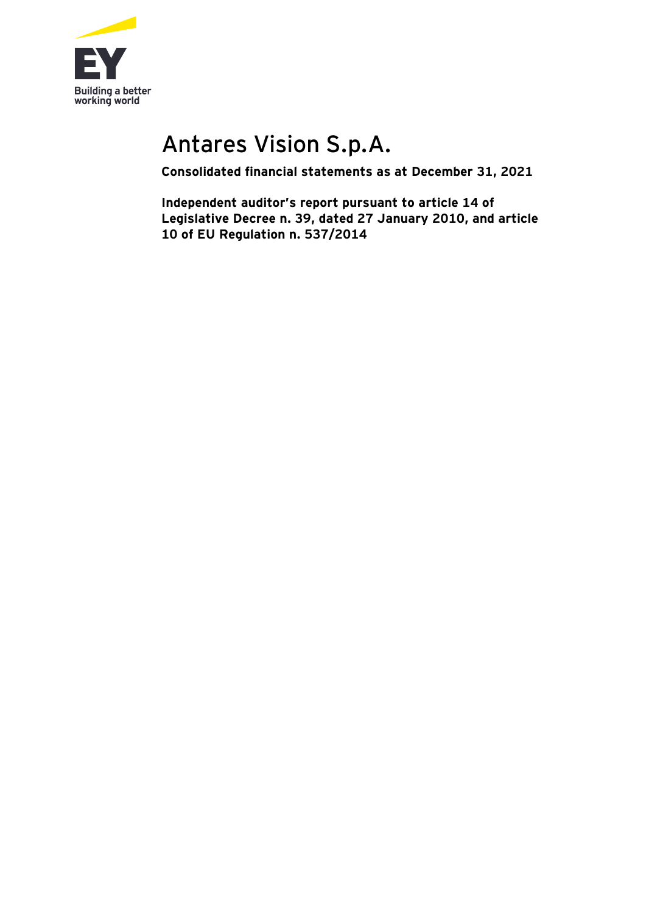# Antares Vision S.p.A.

**Consolidated financial statements as at December 31, 2021**

**Independent auditor's report pursuant to article 14 of Legislative Decree n. 39, dated 27 January 2010, and article 10 of EU Regulation n. 537/2014**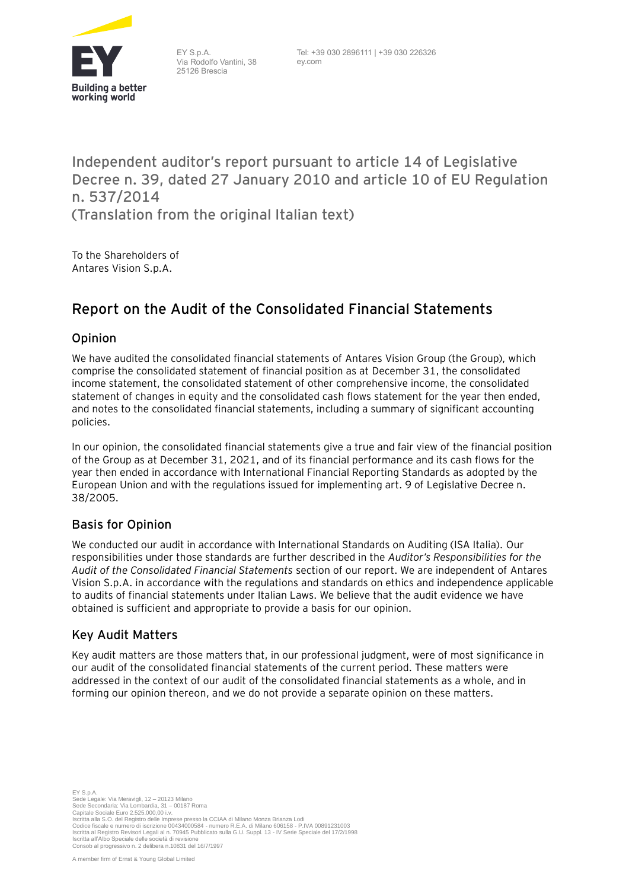# Independent auditor's report pursuant to article 14 of Legislative Decree n. 39, dated 27 January 2010 and article 10 of EU Regulation n. 537/2014
(Translation from the original Italian text)

To the Shareholders of
Antares Vision S.p.A.

## Report on the Audit of the Consolidated Financial Statements

### Opinion

We have audited the consolidated financial statements of Antares Vision Group (the Group), which comprise the consolidated statement of financial position as at December 31, the consolidated income statement, the consolidated statement of other comprehensive income, the consolidated statement of changes in equity and the consolidated cash flows statement for the year then ended, and notes to the consolidated financial statements, including a summary of significant accounting policies.

In our opinion, the consolidated financial statements give a true and fair view of the financial position of the Group as at December 31, 2021, and of its financial performance and its cash flows for the year then ended in accordance with International Financial Reporting Standards as adopted by the European Union and with the regulations issued for implementing art. 9 of Legislative Decree n. 38/2005.

### Basis for Opinion

We conducted our audit in accordance with International Standards on Auditing (ISA Italia). Our responsibilities under those standards are further described in the *Auditor's Responsibilities for the Audit of the Consolidated Financial Statements* section of our report. We are independent of Antares Vision S.p.A. in accordance with the regulations and standards on ethics and independence applicable to audits of financial statements under Italian Laws. We believe that the audit evidence we have obtained is sufficient and appropriate to provide a basis for our opinion.

### Key Audit Matters

Key audit matters are those matters that, in our professional judgment, were of most significance in our audit of the consolidated financial statements of the current period. These matters were addressed in the context of our audit of the consolidated financial statements as a whole, and in forming our opinion thereon, and we do not provide a separate opinion on these matters.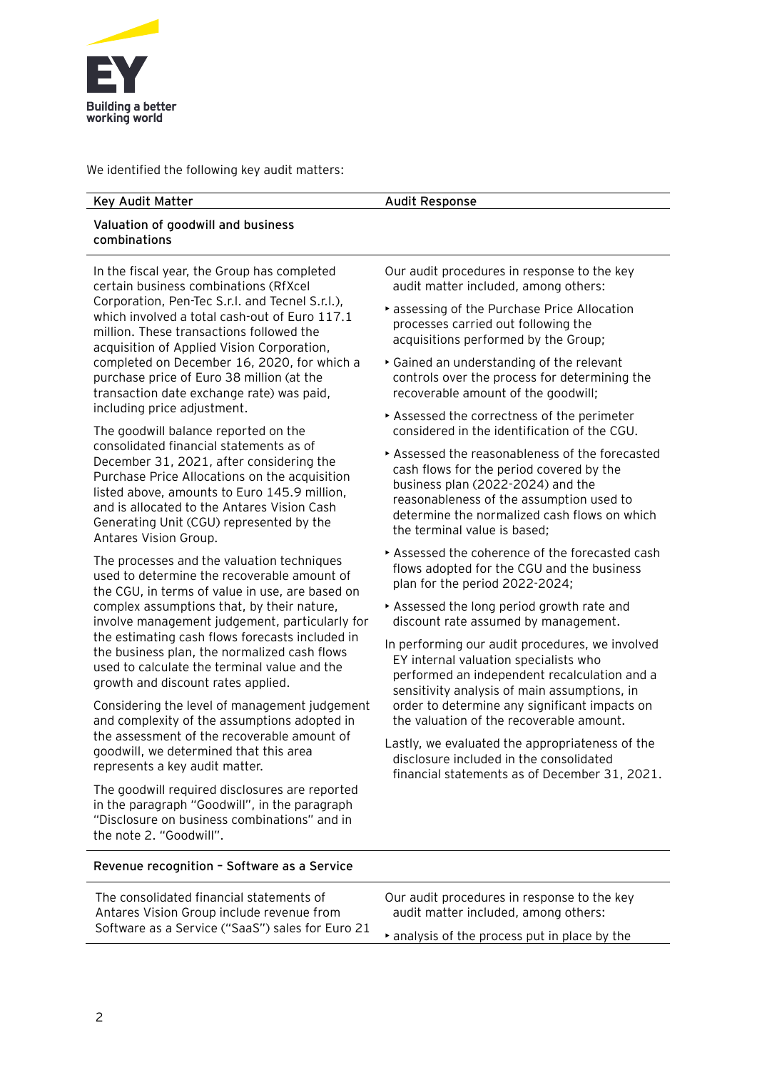We identified the following key audit matters:

| Key Audit Matter | Audit Response |
|---|---|
| **Valuation of goodwill and business combinations** | |
| In the fiscal year, the Group has completed certain business combinations (RfXcel Corporation, Pen-Tec S.r.l. and Tecnel S.r.l.), which involved a total cash-out of Euro 117.1 million. These transactions followed the acquisition of Applied Vision Corporation, completed on December 16, 2020, for which a purchase price of Euro 38 million (at the transaction date exchange rate) was paid, including price adjustment.<br><br>The goodwill balance reported on the consolidated financial statements as of December 31, 2021, after considering the Purchase Price Allocations on the acquisition listed above, amounts to Euro 145.9 million, and is allocated to the Antares Vision Cash Generating Unit (CGU) represented by the Antares Vision Group.<br><br>The processes and the valuation techniques used to determine the recoverable amount of the CGU, in terms of value in use, are based on complex assumptions that, by their nature, involve management judgement, particularly for the estimating cash flows forecasts included in the business plan, the normalized cash flows used to calculate the terminal value and the growth and discount rates applied.<br><br>Considering the level of management judgement and complexity of the assumptions adopted in the assessment of the recoverable amount of goodwill, we determined that this area represents a key audit matter.<br><br>The goodwill required disclosures are reported in the paragraph "Goodwill", in the paragraph "Disclosure on business combinations" and in the note 2. "Goodwill". | Our audit procedures in response to the key audit matter included, among others:<br><br>• assessing of the Purchase Price Allocation processes carried out following the acquisitions performed by the Group;<br>• Gained an understanding of the relevant controls over the process for determining the recoverable amount of the goodwill;<br>• Assessed the correctness of the perimeter considered in the identification of the CGU.<br>• Assessed the reasonableness of the forecasted cash flows for the period covered by the business plan (2022-2024) and the reasonableness of the assumption used to determine the normalized cash flows on which the terminal value is based;<br>• Assessed the coherence of the forecasted cash flows adopted for the CGU and the business plan for the period 2022-2024;<br>• Assessed the long period growth rate and discount rate assumed by management.<br><br>In performing our audit procedures, we involved EY internal valuation specialists who performed an independent recalculation and a sensitivity analysis of main assumptions, in order to determine any significant impacts on the valuation of the recoverable amount.<br><br>Lastly, we evaluated the appropriateness of the disclosure included in the consolidated financial statements as of December 31, 2021. |
| **Revenue recognition – Software as a Service** | |
| The consolidated financial statements of Antares Vision Group include revenue from Software as a Service ("SaaS") sales for Euro 21 | Our audit procedures in response to the key audit matter included, among others:<br><br>• analysis of the process put in place by the |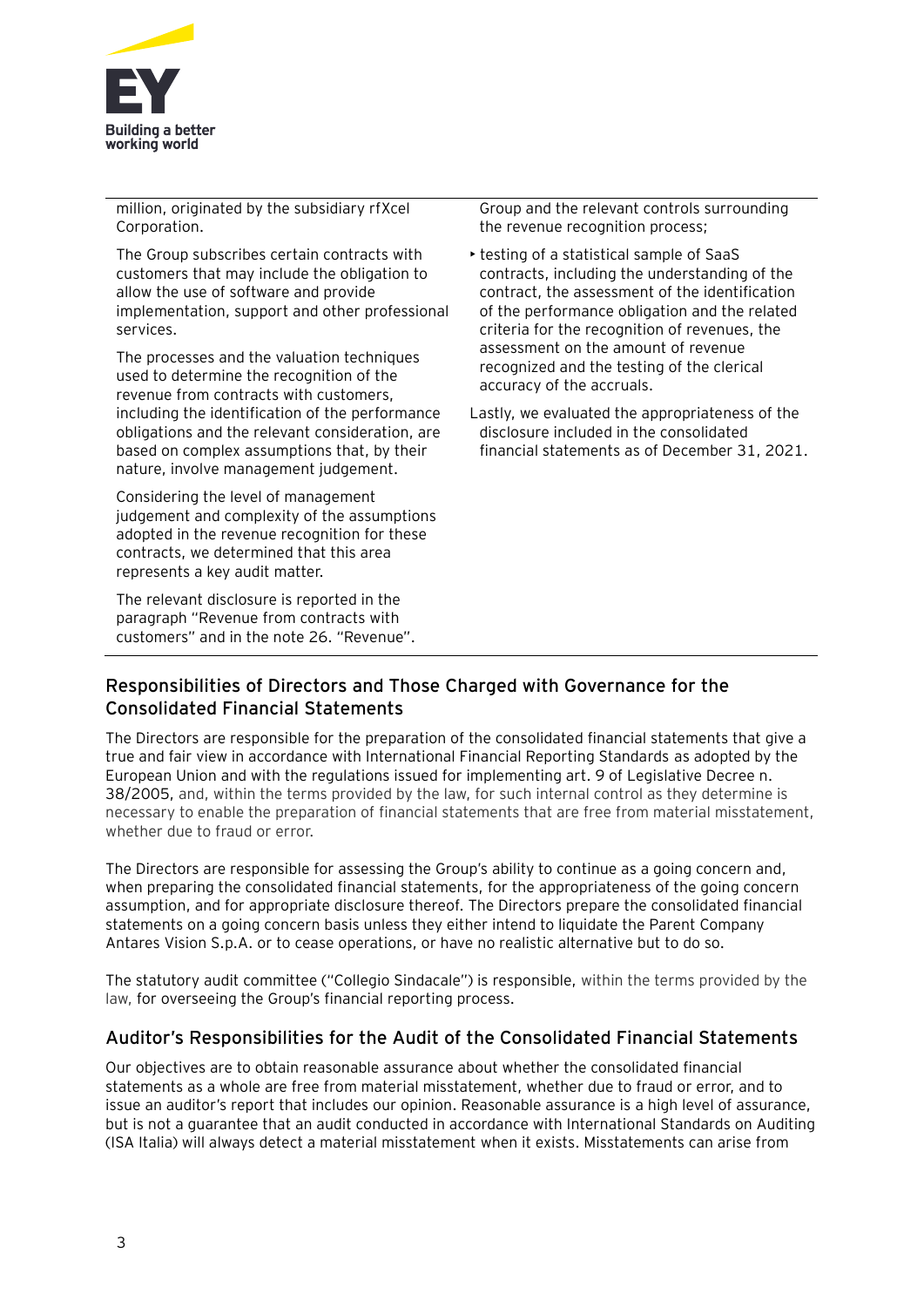| | |
|---|---|
| million, originated by the subsidiary rfXcel Corporation.<br><br>The Group subscribes certain contracts with customers that may include the obligation to allow the use of software and provide implementation, support and other professional services.<br><br>The processes and the valuation techniques used to determine the recognition of the revenue from contracts with customers, including the identification of the performance obligations and the relevant consideration, are based on complex assumptions that, by their nature, involve management judgement.<br><br>Considering the level of management judgement and complexity of the assumptions adopted in the revenue recognition for these contracts, we determined that this area represents a key audit matter.<br><br>The relevant disclosure is reported in the paragraph "Revenue from contracts with customers" and in the note 26. "Revenue". | Group and the relevant controls surrounding the revenue recognition process;<br><br>‣ testing of a statistical sample of SaaS contracts, including the understanding of the contract, the assessment of the identification of the performance obligation and the related criteria for the recognition of revenues, the assessment on the amount of revenue recognized and the testing of the clerical accuracy of the accruals.<br><br>Lastly, we evaluated the appropriateness of the disclosure included in the consolidated financial statements as of December 31, 2021. |

## Responsibilities of Directors and Those Charged with Governance for the Consolidated Financial Statements

The Directors are responsible for the preparation of the consolidated financial statements that give a true and fair view in accordance with International Financial Reporting Standards as adopted by the European Union and with the regulations issued for implementing art. 9 of Legislative Decree n. 38/2005, and, within the terms provided by the law, for such internal control as they determine is necessary to enable the preparation of financial statements that are free from material misstatement, whether due to fraud or error.

The Directors are responsible for assessing the Group's ability to continue as a going concern and, when preparing the consolidated financial statements, for the appropriateness of the going concern assumption, and for appropriate disclosure thereof. The Directors prepare the consolidated financial statements on a going concern basis unless they either intend to liquidate the Parent Company Antares Vision S.p.A. or to cease operations, or have no realistic alternative but to do so.

The statutory audit committee ("Collegio Sindacale") is responsible, within the terms provided by the law, for overseeing the Group's financial reporting process.

## Auditor's Responsibilities for the Audit of the Consolidated Financial Statements

Our objectives are to obtain reasonable assurance about whether the consolidated financial statements as a whole are free from material misstatement, whether due to fraud or error, and to issue an auditor's report that includes our opinion. Reasonable assurance is a high level of assurance, but is not a guarantee that an audit conducted in accordance with International Standards on Auditing (ISA Italia) will always detect a material misstatement when it exists. Misstatements can arise from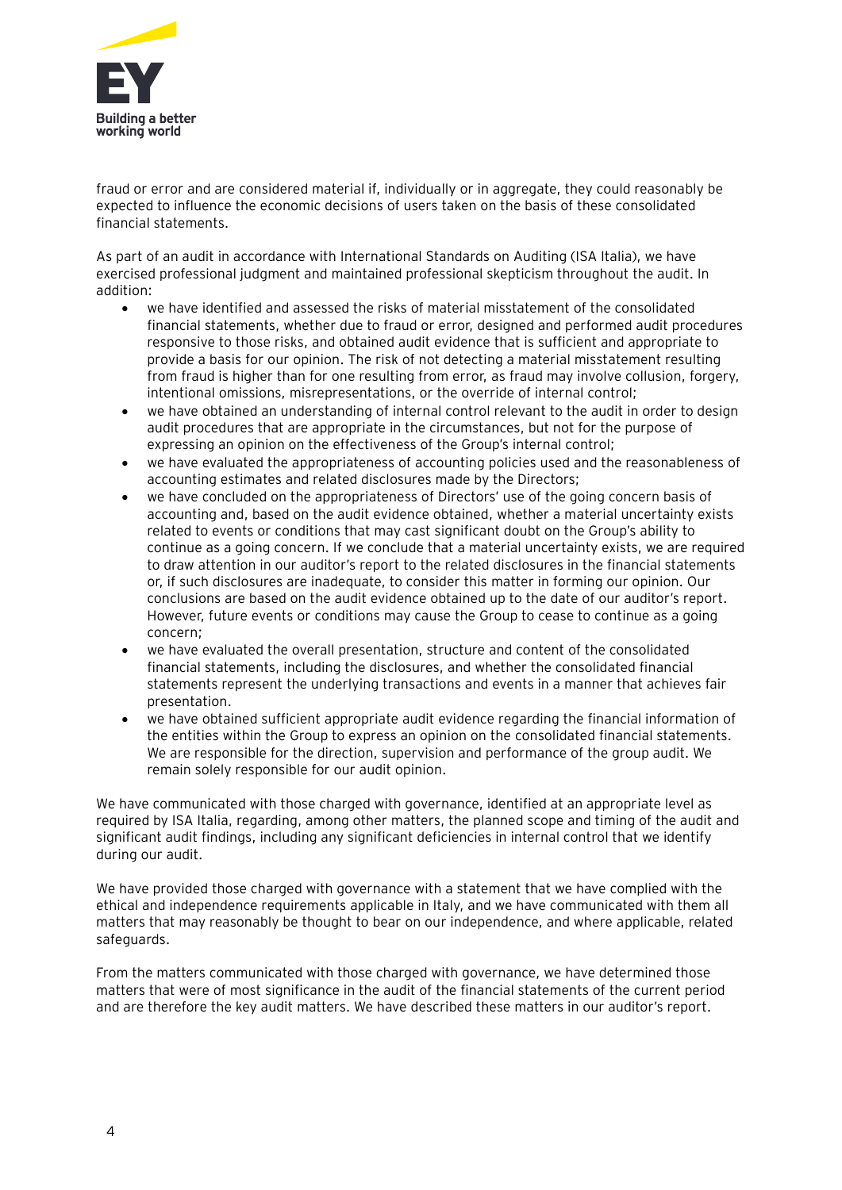fraud or error and are considered material if, individually or in aggregate, they could reasonably be expected to influence the economic decisions of users taken on the basis of these consolidated financial statements.

As part of an audit in accordance with International Standards on Auditing (ISA Italia), we have exercised professional judgment and maintained professional skepticism throughout the audit. In addition:

- we have identified and assessed the risks of material misstatement of the consolidated financial statements, whether due to fraud or error, designed and performed audit procedures responsive to those risks, and obtained audit evidence that is sufficient and appropriate to provide a basis for our opinion. The risk of not detecting a material misstatement resulting from fraud is higher than for one resulting from error, as fraud may involve collusion, forgery, intentional omissions, misrepresentations, or the override of internal control;
- we have obtained an understanding of internal control relevant to the audit in order to design audit procedures that are appropriate in the circumstances, but not for the purpose of expressing an opinion on the effectiveness of the Group's internal control;
- we have evaluated the appropriateness of accounting policies used and the reasonableness of accounting estimates and related disclosures made by the Directors;
- we have concluded on the appropriateness of Directors' use of the going concern basis of accounting and, based on the audit evidence obtained, whether a material uncertainty exists related to events or conditions that may cast significant doubt on the Group's ability to continue as a going concern. If we conclude that a material uncertainty exists, we are required to draw attention in our auditor's report to the related disclosures in the financial statements or, if such disclosures are inadequate, to consider this matter in forming our opinion. Our conclusions are based on the audit evidence obtained up to the date of our auditor's report. However, future events or conditions may cause the Group to cease to continue as a going concern;
- we have evaluated the overall presentation, structure and content of the consolidated financial statements, including the disclosures, and whether the consolidated financial statements represent the underlying transactions and events in a manner that achieves fair presentation.
- we have obtained sufficient appropriate audit evidence regarding the financial information of the entities within the Group to express an opinion on the consolidated financial statements. We are responsible for the direction, supervision and performance of the group audit. We remain solely responsible for our audit opinion.

We have communicated with those charged with governance, identified at an appropriate level as required by ISA Italia, regarding, among other matters, the planned scope and timing of the audit and significant audit findings, including any significant deficiencies in internal control that we identify during our audit.

We have provided those charged with governance with a statement that we have complied with the ethical and independence requirements applicable in Italy, and we have communicated with them all matters that may reasonably be thought to bear on our independence, and where applicable, related safeguards.

From the matters communicated with those charged with governance, we have determined those matters that were of most significance in the audit of the financial statements of the current period and are therefore the key audit matters. We have described these matters in our auditor's report.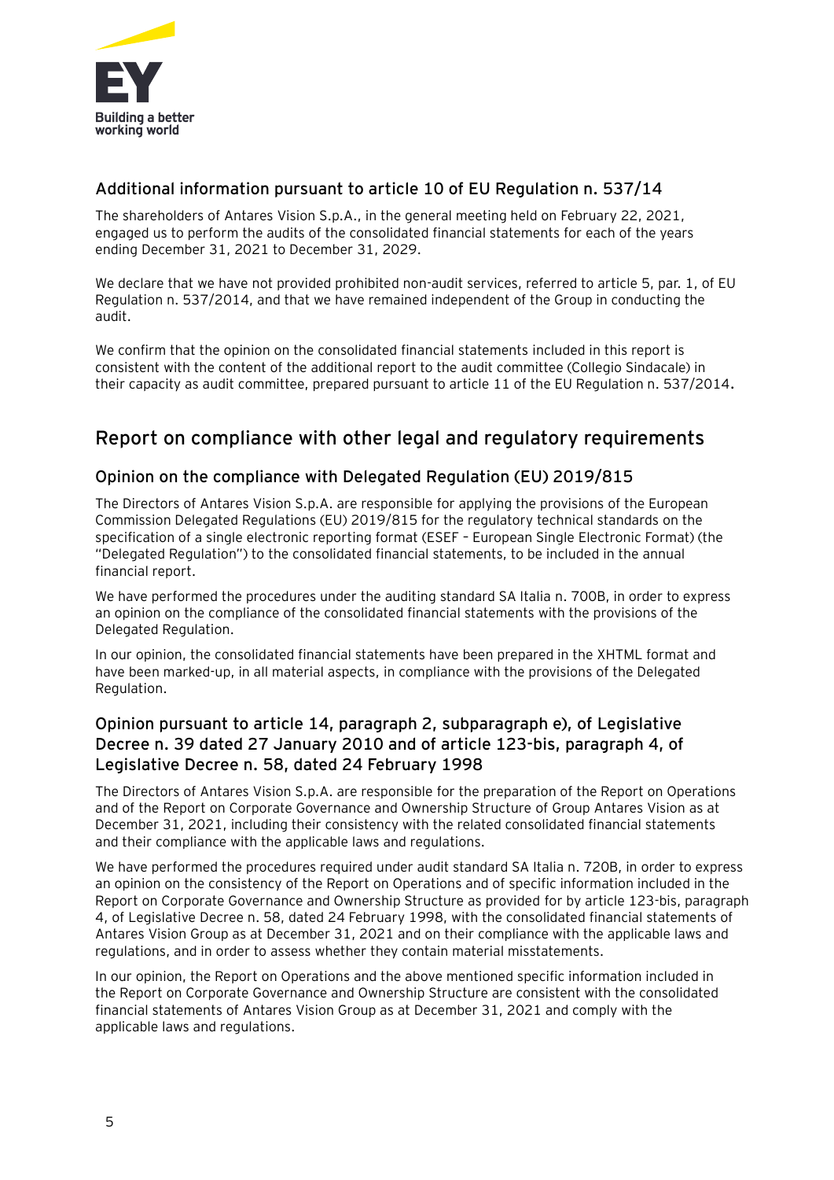### Additional information pursuant to article 10 of EU Regulation n. 537/14

The shareholders of Antares Vision S.p.A., in the general meeting held on February 22, 2021, engaged us to perform the audits of the consolidated financial statements for each of the years ending December 31, 2021 to December 31, 2029.

We declare that we have not provided prohibited non-audit services, referred to article 5, par. 1, of EU Regulation n. 537/2014, and that we have remained independent of the Group in conducting the audit.

We confirm that the opinion on the consolidated financial statements included in this report is consistent with the content of the additional report to the audit committee (Collegio Sindacale) in their capacity as audit committee, prepared pursuant to article 11 of the EU Regulation n. 537/2014.

## Report on compliance with other legal and regulatory requirements

### Opinion on the compliance with Delegated Regulation (EU) 2019/815

The Directors of Antares Vision S.p.A. are responsible for applying the provisions of the European Commission Delegated Regulations (EU) 2019/815 for the regulatory technical standards on the specification of a single electronic reporting format (ESEF – European Single Electronic Format) (the "Delegated Regulation") to the consolidated financial statements, to be included in the annual financial report.

We have performed the procedures under the auditing standard SA Italia n. 700B, in order to express an opinion on the compliance of the consolidated financial statements with the provisions of the Delegated Regulation.

In our opinion, the consolidated financial statements have been prepared in the XHTML format and have been marked-up, in all material aspects, in compliance with the provisions of the Delegated Regulation.

### Opinion pursuant to article 14, paragraph 2, subparagraph e), of Legislative Decree n. 39 dated 27 January 2010 and of article 123-bis, paragraph 4, of Legislative Decree n. 58, dated 24 February 1998

The Directors of Antares Vision S.p.A. are responsible for the preparation of the Report on Operations and of the Report on Corporate Governance and Ownership Structure of Group Antares Vision as at December 31, 2021, including their consistency with the related consolidated financial statements and their compliance with the applicable laws and regulations.

We have performed the procedures required under audit standard SA Italia n. 720B, in order to express an opinion on the consistency of the Report on Operations and of specific information included in the Report on Corporate Governance and Ownership Structure as provided for by article 123-bis, paragraph 4, of Legislative Decree n. 58, dated 24 February 1998, with the consolidated financial statements of Antares Vision Group as at December 31, 2021 and on their compliance with the applicable laws and regulations, and in order to assess whether they contain material misstatements.

In our opinion, the Report on Operations and the above mentioned specific information included in the Report on Corporate Governance and Ownership Structure are consistent with the consolidated financial statements of Antares Vision Group as at December 31, 2021 and comply with the applicable laws and regulations.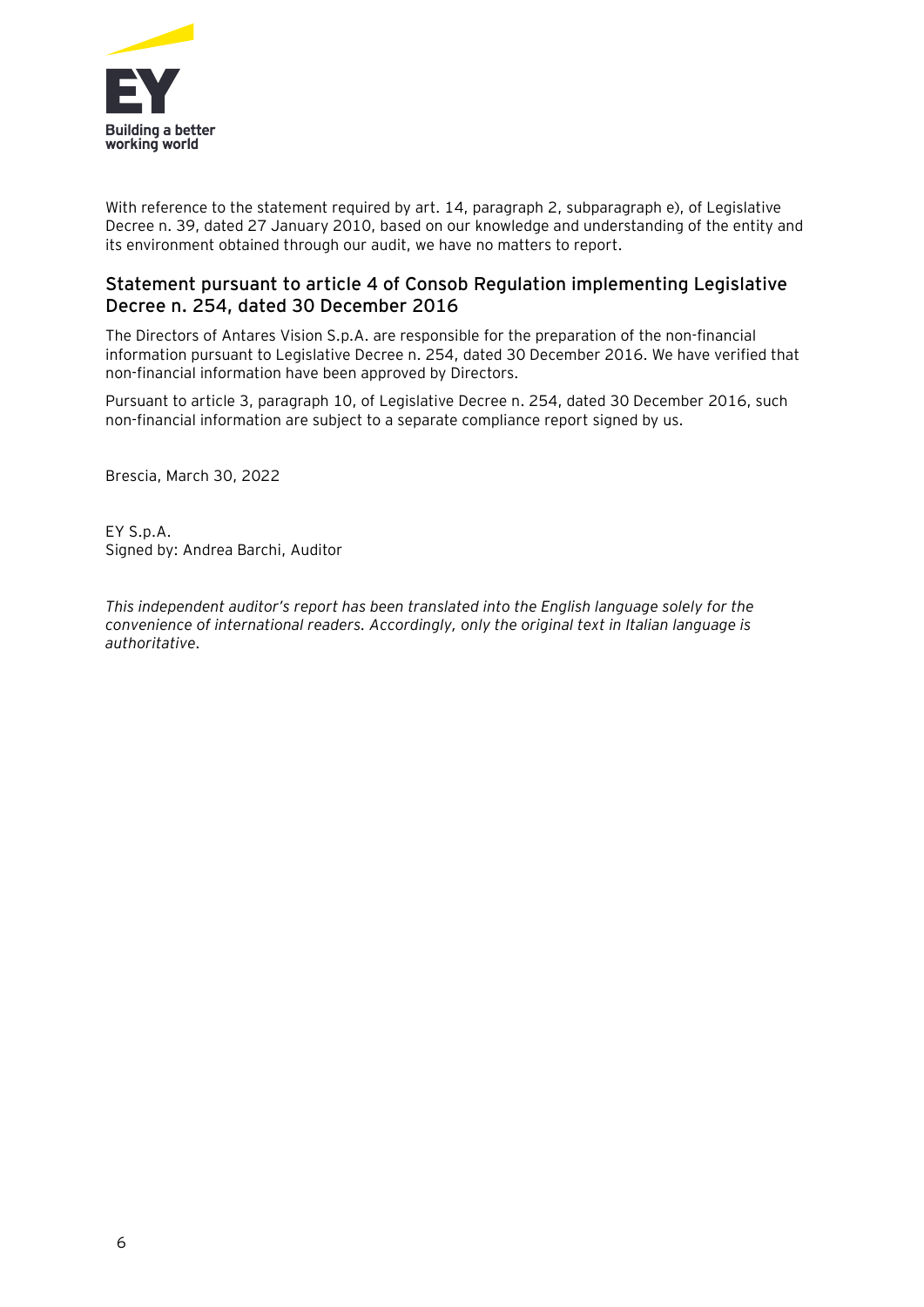With reference to the statement required by art. 14, paragraph 2, subparagraph e), of Legislative Decree n. 39, dated 27 January 2010, based on our knowledge and understanding of the entity and its environment obtained through our audit, we have no matters to report.

## Statement pursuant to article 4 of Consob Regulation implementing Legislative Decree n. 254, dated 30 December 2016

The Directors of Antares Vision S.p.A. are responsible for the preparation of the non-financial information pursuant to Legislative Decree n. 254, dated 30 December 2016. We have verified that non-financial information have been approved by Directors.

Pursuant to article 3, paragraph 10, of Legislative Decree n. 254, dated 30 December 2016, such non-financial information are subject to a separate compliance report signed by us.

Brescia, March 30, 2022

EY S.p.A.
Signed by: Andrea Barchi, Auditor

*This independent auditor's report has been translated into the English language solely for the convenience of international readers. Accordingly, only the original text in Italian language is authoritative.*